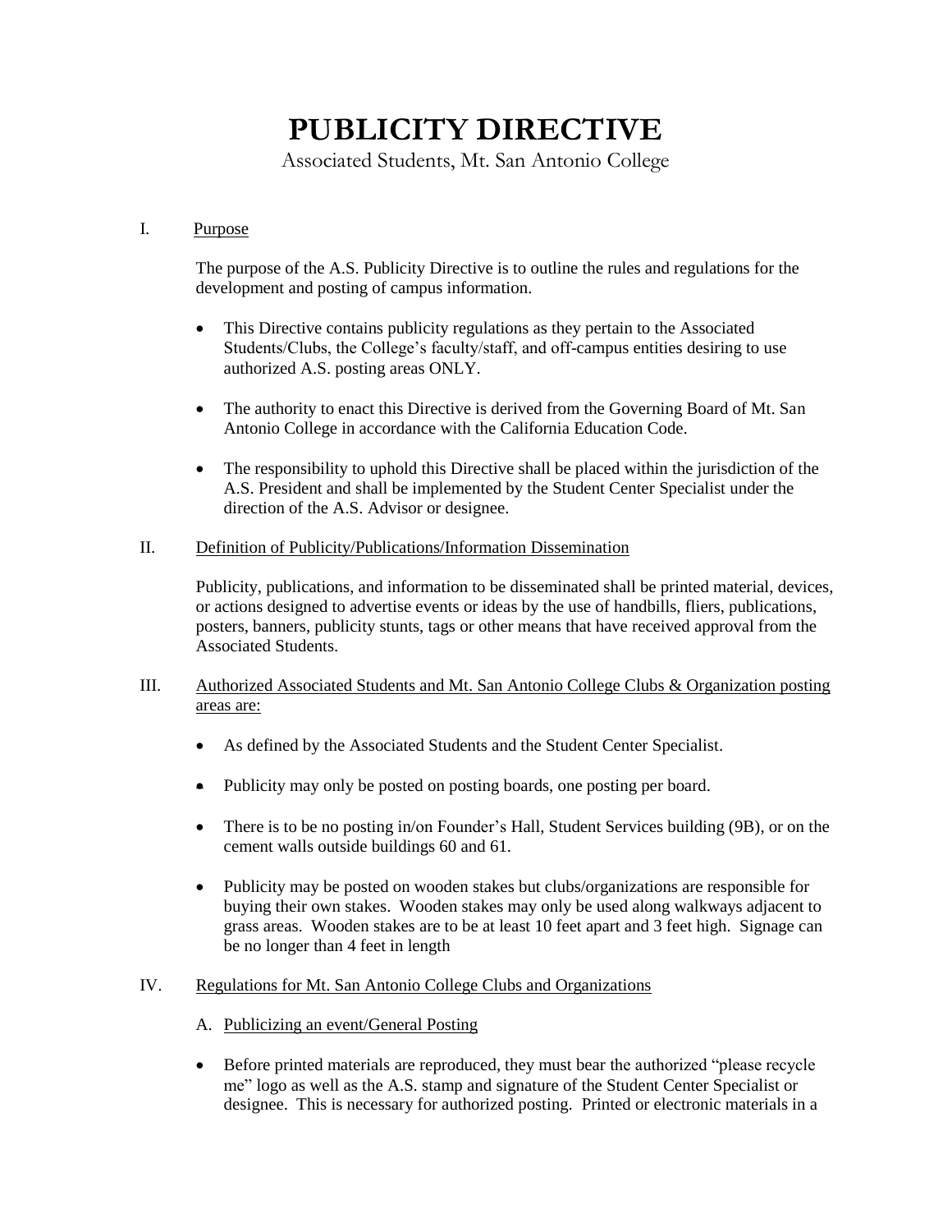# PUBLICITY DIRECTIVE

Associated Students, Mt. San Antonio College

## I. Purpose

The purpose of the A.S. Publicity Directive is to outline the rules and regulations for the development and posting of campus information.

- This Directive contains publicity regulations as they pertain to the Associated Students/Clubs, the College's faculty/staff, and off-campus entities desiring to use authorized A.S. posting areas ONLY.
- The authority to enact this Directive is derived from the Governing Board of Mt. San Antonio College in accordance with the California Education Code.
- The responsibility to uphold this Directive shall be placed within the jurisdiction of the A.S. President and shall be implemented by the Student Center Specialist under the direction of the A.S. Advisor or designee.

## II. Definition of Publicity/Publications/Information Dissemination

Publicity, publications, and information to be disseminated shall be printed material, devices, or actions designed to advertise events or ideas by the use of handbills, fliers, publications, posters, banners, publicity stunts, tags or other means that have received approval from the Associated Students.

## III. Authorized Associated Students and Mt. San Antonio College Clubs & Organization posting areas are:

- As defined by the Associated Students and the Student Center Specialist.
- Publicity may only be posted on posting boards, one posting per board.
- There is to be no posting in/on Founder's Hall, Student Services building (9B), or on the cement walls outside buildings 60 and 61.
- Publicity may be posted on wooden stakes but clubs/organizations are responsible for buying their own stakes. Wooden stakes may only be used along walkways adjacent to grass areas. Wooden stakes are to be at least 10 feet apart and 3 feet high. Signage can be no longer than 4 feet in length

## IV. Regulations for Mt. San Antonio College Clubs and Organizations

### A. Publicizing an event/General Posting

- Before printed materials are reproduced, they must bear the authorized "please recycle me" logo as well as the A.S. stamp and signature of the Student Center Specialist or designee. This is necessary for authorized posting. Printed or electronic materials in a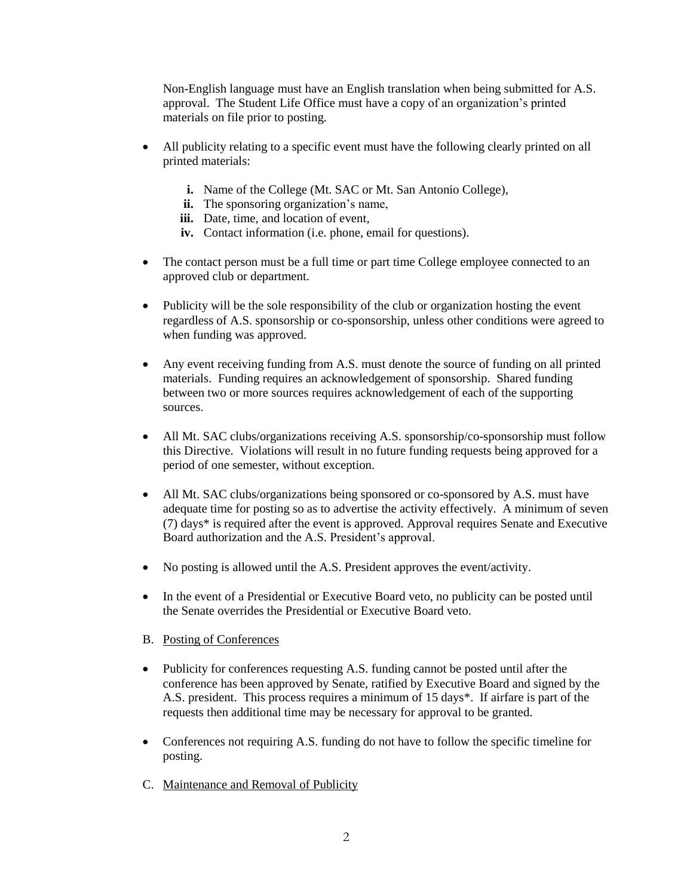Non-English language must have an English translation when being submitted for A.S. approval. The Student Life Office must have a copy of an organization's printed materials on file prior to posting.

- All publicity relating to a specific event must have the following clearly printed on all printed materials:
  - **i.** Name of the College (Mt. SAC or Mt. San Antonio College),
  - **ii.** The sponsoring organization's name,
  - **iii.** Date, time, and location of event,
  - **iv.** Contact information (i.e. phone, email for questions).
- The contact person must be a full time or part time College employee connected to an approved club or department.
- Publicity will be the sole responsibility of the club or organization hosting the event regardless of A.S. sponsorship or co-sponsorship, unless other conditions were agreed to when funding was approved.
- Any event receiving funding from A.S. must denote the source of funding on all printed materials. Funding requires an acknowledgement of sponsorship. Shared funding between two or more sources requires acknowledgement of each of the supporting sources.
- All Mt. SAC clubs/organizations receiving A.S. sponsorship/co-sponsorship must follow this Directive. Violations will result in no future funding requests being approved for a period of one semester, without exception.
- All Mt. SAC clubs/organizations being sponsored or co-sponsored by A.S. must have adequate time for posting so as to advertise the activity effectively. A minimum of seven (7) days* is required after the event is approved. Approval requires Senate and Executive Board authorization and the A.S. President's approval.
- No posting is allowed until the A.S. President approves the event/activity.
- In the event of a Presidential or Executive Board veto, no publicity can be posted until the Senate overrides the Presidential or Executive Board veto.

B. <u>Posting of Conferences</u>

- Publicity for conferences requesting A.S. funding cannot be posted until after the conference has been approved by Senate, ratified by Executive Board and signed by the A.S. president. This process requires a minimum of 15 days*. If airfare is part of the requests then additional time may be necessary for approval to be granted.
- Conferences not requiring A.S. funding do not have to follow the specific timeline for posting.

C. <u>Maintenance and Removal of Publicity</u>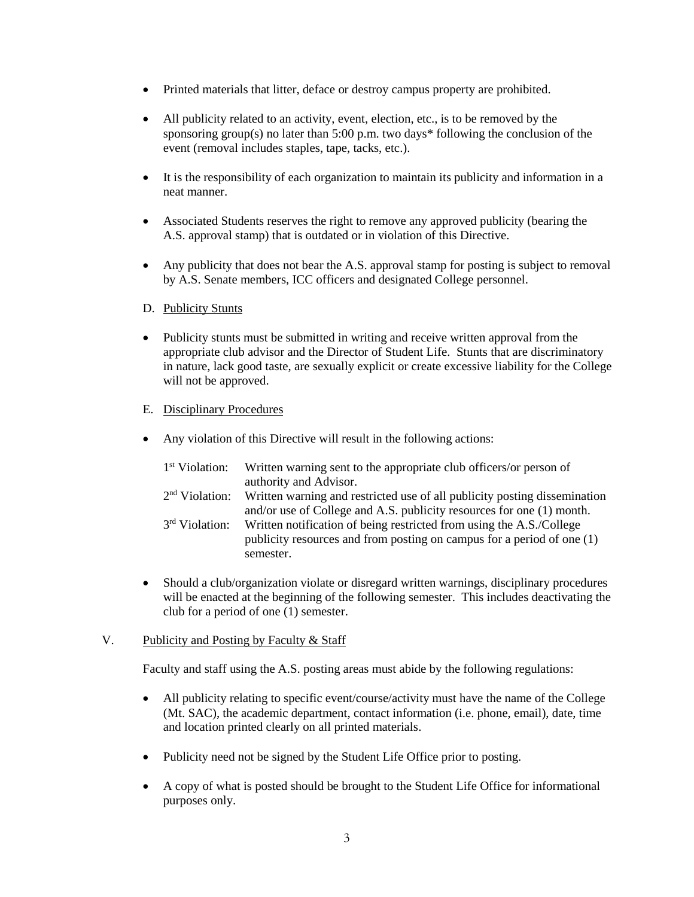- Printed materials that litter, deface or destroy campus property are prohibited.

- All publicity related to an activity, event, election, etc., is to be removed by the sponsoring group(s) no later than 5:00 p.m. two days* following the conclusion of the event (removal includes staples, tape, tacks, etc.).

- It is the responsibility of each organization to maintain its publicity and information in a neat manner.

- Associated Students reserves the right to remove any approved publicity (bearing the A.S. approval stamp) that is outdated or in violation of this Directive.

- Any publicity that does not bear the A.S. approval stamp for posting is subject to removal by A.S. Senate members, ICC officers and designated College personnel.

D. <u>Publicity Stunts</u>

- Publicity stunts must be submitted in writing and receive written approval from the appropriate club advisor and the Director of Student Life. Stunts that are discriminatory in nature, lack good taste, are sexually explicit or create excessive liability for the College will not be approved.

E. <u>Disciplinary Procedures</u>

- Any violation of this Directive will result in the following actions:

| | |
|---|---|
| 1st Violation: | Written warning sent to the appropriate club officers/or person of authority and Advisor. |
| 2nd Violation: | Written warning and restricted use of all publicity posting dissemination and/or use of College and A.S. publicity resources for one (1) month. |
| 3rd Violation: | Written notification of being restricted from using the A.S./College publicity resources and from posting on campus for a period of one (1) semester. |

- Should a club/organization violate or disregard written warnings, disciplinary procedures will be enacted at the beginning of the following semester. This includes deactivating the club for a period of one (1) semester.

V. <u>Publicity and Posting by Faculty & Staff</u>

Faculty and staff using the A.S. posting areas must abide by the following regulations:

- All publicity relating to specific event/course/activity must have the name of the College (Mt. SAC), the academic department, contact information (i.e. phone, email), date, time and location printed clearly on all printed materials.

- Publicity need not be signed by the Student Life Office prior to posting.

- A copy of what is posted should be brought to the Student Life Office for informational purposes only.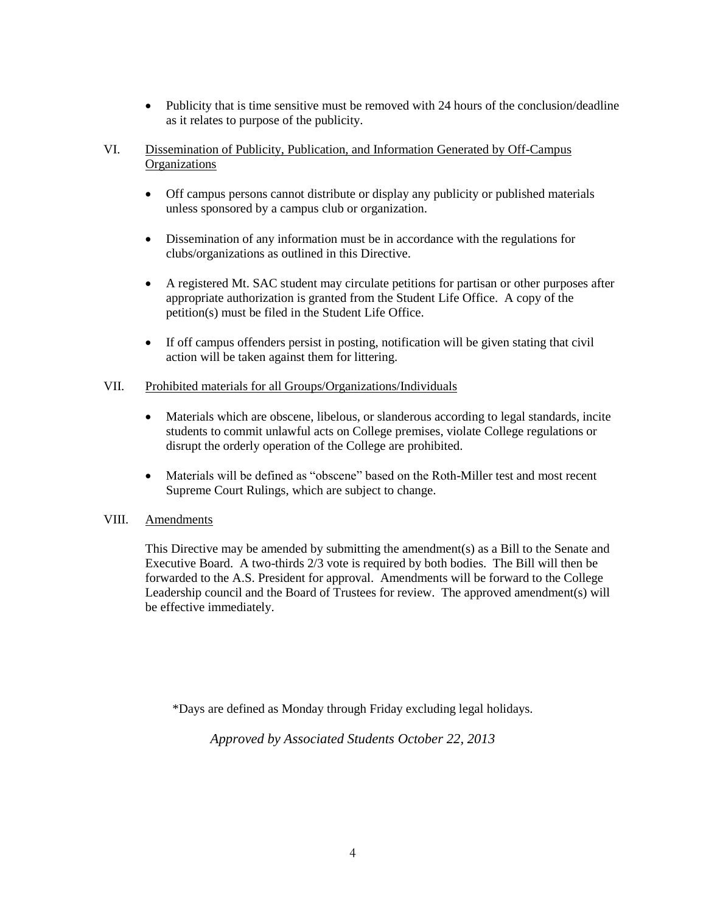- Publicity that is time sensitive must be removed with 24 hours of the conclusion/deadline as it relates to purpose of the publicity.

VI. Dissemination of Publicity, Publication, and Information Generated by Off-Campus Organizations

- Off campus persons cannot distribute or display any publicity or published materials unless sponsored by a campus club or organization.
- Dissemination of any information must be in accordance with the regulations for clubs/organizations as outlined in this Directive.
- A registered Mt. SAC student may circulate petitions for partisan or other purposes after appropriate authorization is granted from the Student Life Office. A copy of the petition(s) must be filed in the Student Life Office.
- If off campus offenders persist in posting, notification will be given stating that civil action will be taken against them for littering.

VII. Prohibited materials for all Groups/Organizations/Individuals

- Materials which are obscene, libelous, or slanderous according to legal standards, incite students to commit unlawful acts on College premises, violate College regulations or disrupt the orderly operation of the College are prohibited.
- Materials will be defined as "obscene" based on the Roth-Miller test and most recent Supreme Court Rulings, which are subject to change.

VIII. Amendments

This Directive may be amended by submitting the amendment(s) as a Bill to the Senate and Executive Board. A two-thirds 2/3 vote is required by both bodies. The Bill will then be forwarded to the A.S. President for approval. Amendments will be forward to the College Leadership council and the Board of Trustees for review. The approved amendment(s) will be effective immediately.

*Days are defined as Monday through Friday excluding legal holidays.

*Approved by Associated Students October 22, 2013*